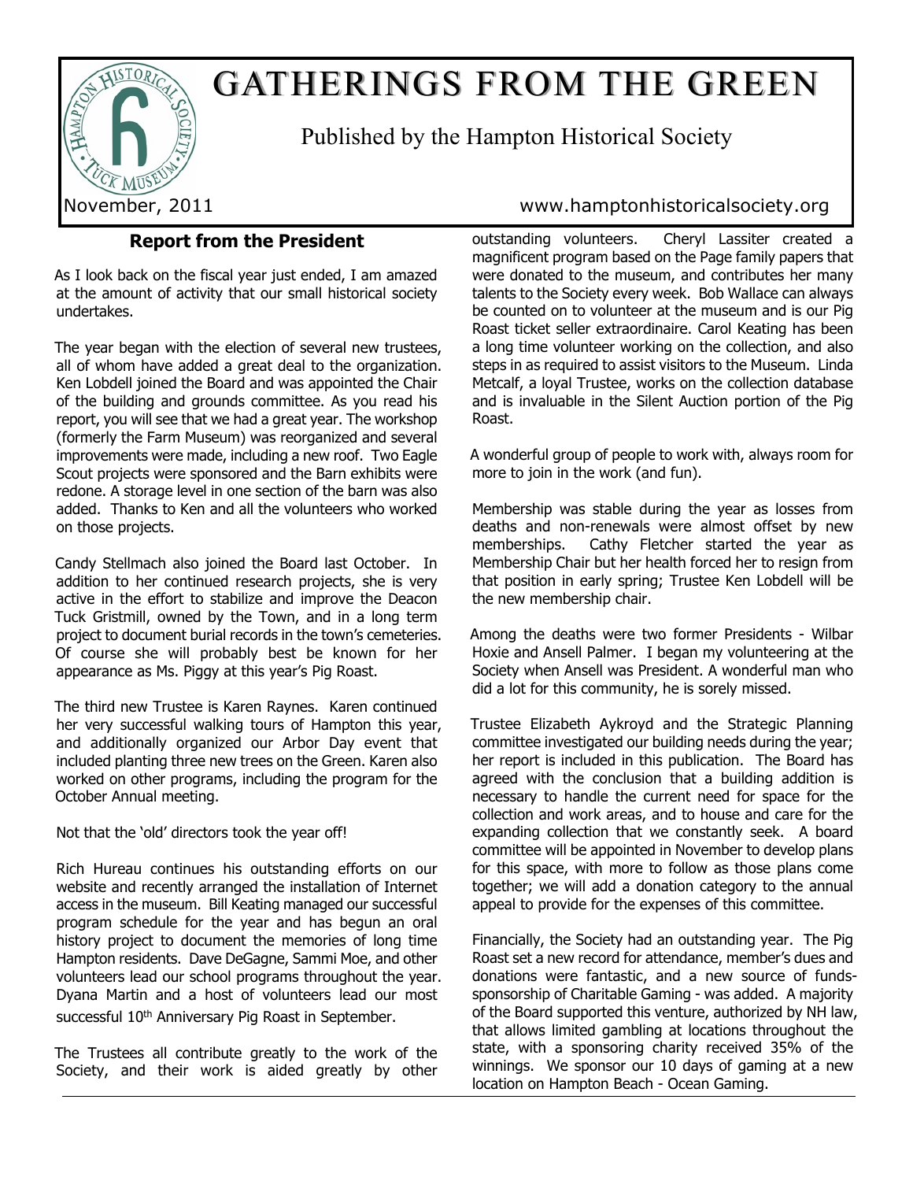# GATHERINGS FROM THE GREEN

Published by the Hampton Historical Society

November, 2011

www.hamptonhistoricalsociety.org

## Report from the President

As I look back on the fiscal year just ended, I am amazed at the amount of activity that our small historical society undertakes.

The year began with the election of several new trustees, all of whom have added a great deal to the organization. Ken Lobdell joined the Board and was appointed the Chair of the building and grounds committee. As you read his report, you will see that we had a great year. The workshop (formerly the Farm Museum) was reorganized and several improvements were made, including a new roof. Two Eagle Scout projects were sponsored and the Barn exhibits were redone. A storage level in one section of the barn was also added. Thanks to Ken and all the volunteers who worked on those projects.

Candy Stellmach also joined the Board last October. In addition to her continued research projects, she is very active in the effort to stabilize and improve the Deacon Tuck Gristmill, owned by the Town, and in a long term project to document burial records in the town's cemeteries. Of course she will probably best be known for her appearance as Ms. Piggy at this year's Pig Roast.

The third new Trustee is Karen Raynes. Karen continued her very successful walking tours of Hampton this year, and additionally organized our Arbor Day event that included planting three new trees on the Green. Karen also worked on other programs, including the program for the October Annual meeting.

Not that the 'old' directors took the year off!

Rich Hureau continues his outstanding efforts on our website and recently arranged the installation of Internet access in the museum. Bill Keating managed our successful program schedule for the year and has begun an oral history project to document the memories of long time Hampton residents. Dave DeGagne, Sammi Moe, and other volunteers lead our school programs throughout the year. Dyana Martin and a host of volunteers lead our most successful 10th Anniversary Pig Roast in September.

The Trustees all contribute greatly to the work of the Society, and their work is aided greatly by other outstanding volunteers. Cheryl Lassiter created a magnificent program based on the Page family papers that were donated to the museum, and contributes her many talents to the Society every week. Bob Wallace can always be counted on to volunteer at the museum and is our Pig Roast ticket seller extraordinaire. Carol Keating has been a long time volunteer working on the collection, and also steps in as required to assist visitors to the Museum. Linda Metcalf, a loyal Trustee, works on the collection database and is invaluable in the Silent Auction portion of the Pig Roast.

A wonderful group of people to work with, always room for more to join in the work (and fun).

Membership was stable during the year as losses from deaths and non-renewals were almost offset by new memberships. Cathy Fletcher started the year as Membership Chair but her health forced her to resign from that position in early spring; Trustee Ken Lobdell will be the new membership chair.

Among the deaths were two former Presidents - Wilbar Hoxie and Ansell Palmer. I began my volunteering at the Society when Ansell was President. A wonderful man who did a lot for this community, he is sorely missed.

Trustee Elizabeth Aykroyd and the Strategic Planning committee investigated our building needs during the year; her report is included in this publication. The Board has agreed with the conclusion that a building addition is necessary to handle the current need for space for the collection and work areas, and to house and care for the expanding collection that we constantly seek. A board committee will be appointed in November to develop plans for this space, with more to follow as those plans come together; we will add a donation category to the annual appeal to provide for the expenses of this committee.

Financially, the Society had an outstanding year. The Pig Roast set a new record for attendance, member's dues and donations were fantastic, and a new source of funds- sponsorship of Charitable Gaming - was added. A majority of the Board supported this venture, authorized by NH law, that allows limited gambling at locations throughout the state, with a sponsoring charity received 35% of the winnings. We sponsor our 10 days of gaming at a new location on Hampton Beach - Ocean Gaming.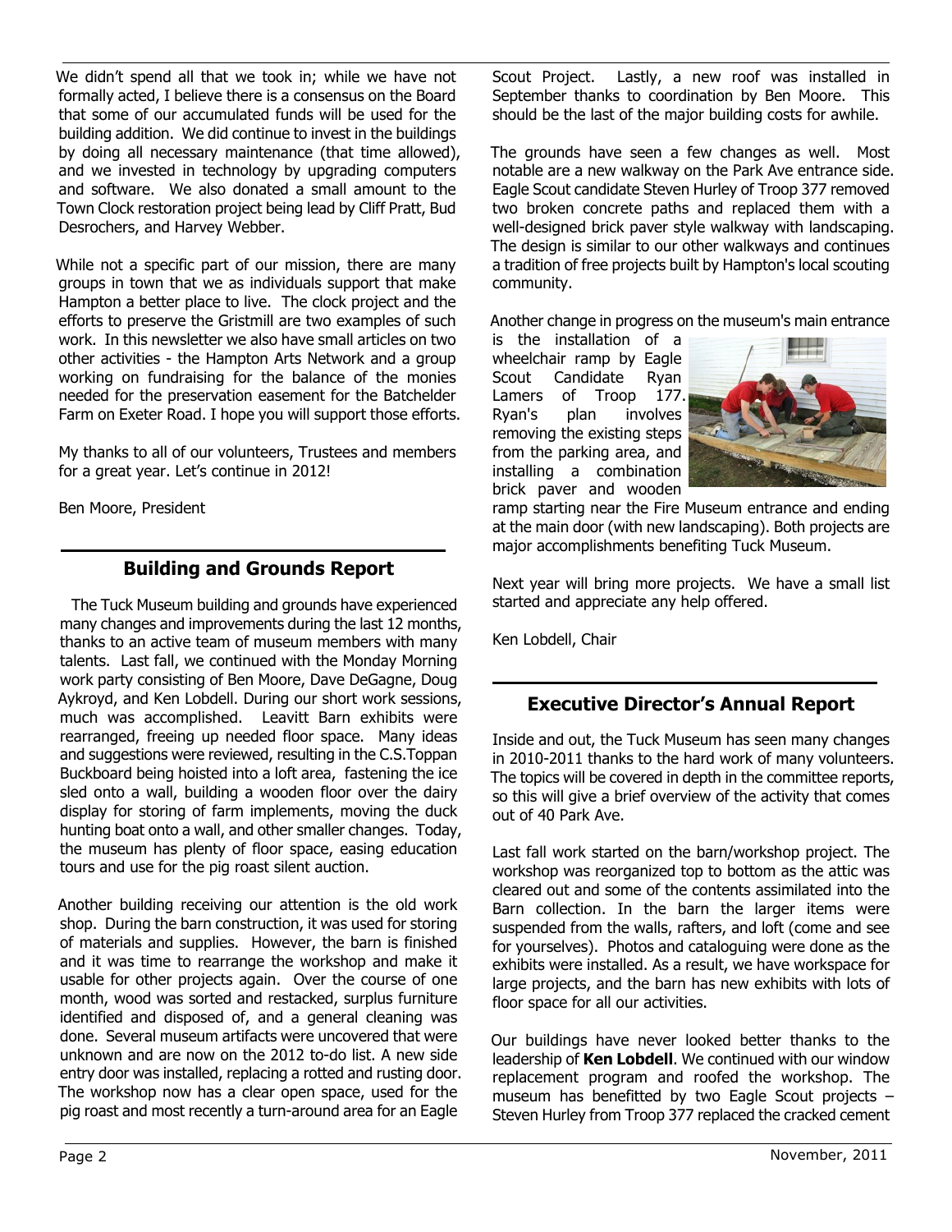We didn't spend all that we took in; while we have not formally acted, I believe there is a consensus on the Board that some of our accumulated funds will be used for the building addition. We did continue to invest in the buildings by doing all necessary maintenance (that time allowed), and we invested in technology by upgrading computers and software. We also donated a small amount to the Town Clock restoration project being lead by Cliff Pratt, Bud Desrochers, and Harvey Webber.

While not a specific part of our mission, there are many groups in town that we as individuals support that make Hampton a better place to live. The clock project and the efforts to preserve the Gristmill are two examples of such work. In this newsletter we also have small articles on two other activities - the Hampton Arts Network and a group working on fundraising for the balance of the monies needed for the preservation easement for the Batchelder Farm on Exeter Road. I hope you will support those efforts.

My thanks to all of our volunteers, Trustees and members for a great year. Let's continue in 2012!

Ben Moore, President

## Building and Grounds Report

The Tuck Museum building and grounds have experienced many changes and improvements during the last 12 months, thanks to an active team of museum members with many talents. Last fall, we continued with the Monday Morning work party consisting of Ben Moore, Dave DeGagne, Doug Aykroyd, and Ken Lobdell. During our short work sessions, much was accomplished. Leavitt Barn exhibits were rearranged, freeing up needed floor space. Many ideas and suggestions were reviewed, resulting in the C.S.Toppan Buckboard being hoisted into a loft area, fastening the ice sled onto a wall, building a wooden floor over the dairy display for storing of farm implements, moving the duck hunting boat onto a wall, and other smaller changes. Today, the museum has plenty of floor space, easing education tours and use for the pig roast silent auction.

Another building receiving our attention is the old work shop. During the barn construction, it was used for storing of materials and supplies. However, the barn is finished and it was time to rearrange the workshop and make it usable for other projects again. Over the course of one month, wood was sorted and restacked, surplus furniture identified and disposed of, and a general cleaning was done. Several museum artifacts were uncovered that were unknown and are now on the 2012 to-do list. A new side entry door was installed, replacing a rotted and rusting door. The workshop now has a clear open space, used for the pig roast and most recently a turn-around area for an Eagle Scout Project. Lastly, a new roof was installed in September thanks to coordination by Ben Moore. This should be the last of the major building costs for awhile.

The grounds have seen a few changes as well. Most notable are a new walkway on the Park Ave entrance side. Eagle Scout candidate Steven Hurley of Troop 377 removed two broken concrete paths and replaced them with a well-designed brick paver style walkway with landscaping. The design is similar to our other walkways and continues a tradition of free projects built by Hampton's local scouting community.

Another change in progress on the museum's main entrance is the installation of a wheelchair ramp by Eagle Scout Candidate Ryan Lamers of Troop 177. Ryan's plan involves removing the existing steps from the parking area, and installing a combination brick paver and wooden ramp starting near the Fire Museum entrance and ending at the main door (with new landscaping). Both projects are major accomplishments benefiting Tuck Museum.

Next year will bring more projects. We have a small list started and appreciate any help offered.

Ken Lobdell, Chair

## Executive Director's Annual Report

Inside and out, the Tuck Museum has seen many changes in 2010-2011 thanks to the hard work of many volunteers. The topics will be covered in depth in the committee reports, so this will give a brief overview of the activity that comes out of 40 Park Ave.

Last fall work started on the barn/workshop project. The workshop was reorganized top to bottom as the attic was cleared out and some of the contents assimilated into the Barn collection. In the barn the larger items were suspended from the walls, rafters, and loft (come and see for yourselves). Photos and cataloguing were done as the exhibits were installed. As a result, we have workspace for large projects, and the barn has new exhibits with lots of floor space for all our activities.

Our buildings have never looked better thanks to the leadership of **Ken Lobdell**. We continued with our window replacement program and roofed the workshop. The museum has benefitted by two Eagle Scout projects – Steven Hurley from Troop 377 replaced the cracked cement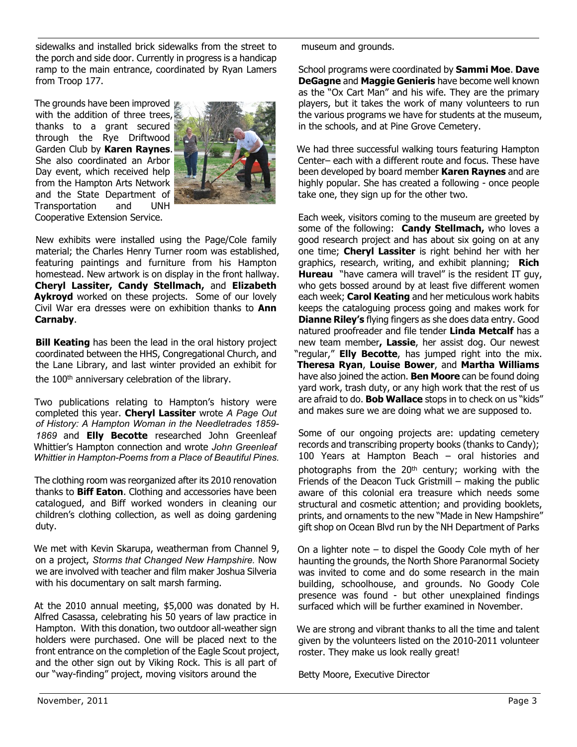sidewalks and installed brick sidewalks from the street to the porch and side door. Currently in progress is a handicap ramp to the main entrance, coordinated by Ryan Lamers from Troop 177.

The grounds have been improved with the addition of three trees, thanks to a grant secured through the Rye Driftwood Garden Club by **Karen Raynes**. She also coordinated an Arbor Day event, which received help from the Hampton Arts Network and the State Department of Transportation and UNH Cooperative Extension Service.

New exhibits were installed using the Page/Cole family material; the Charles Henry Turner room was established, featuring paintings and furniture from his Hampton homestead. New artwork is on display in the front hallway. **Cheryl Lassiter, Candy Stellmach,** and **Elizabeth Aykroyd** worked on these projects. Some of our lovely Civil War era dresses were on exhibition thanks to **Ann Carnaby**.

**Bill Keating** has been the lead in the oral history project coordinated between the HHS, Congregational Church, and the Lane Library, and last winter provided an exhibit for the 100th anniversary celebration of the library.

Two publications relating to Hampton's history were completed this year. **Cheryl Lassiter** wrote *A Page Out of History: A Hampton Woman in the Needletrades 1859-1869* and **Elly Becotte** researched John Greenleaf Whittier's Hampton connection and wrote *John Greenleaf Whittier in Hampton-Poems from a Place of Beautiful Pines.*

The clothing room was reorganized after its 2010 renovation thanks to **Biff Eaton**. Clothing and accessories have been catalogued, and Biff worked wonders in cleaning our children's clothing collection, as well as doing gardening duty.

We met with Kevin Skarupa, weatherman from Channel 9, on a project, *Storms that Changed New Hampshire.* Now we are involved with teacher and film maker Joshua Silveria with his documentary on salt marsh farming.

At the 2010 annual meeting, $5,000 was donated by H. Alfred Casassa, celebrating his 50 years of law practice in Hampton. With this donation, two outdoor all-weather sign holders were purchased. One will be placed next to the front entrance on the completion of the Eagle Scout project, and the other sign out by Viking Rock. This is all part of our "way-finding" project, moving visitors around the museum and grounds.

School programs were coordinated by **Sammi Moe**. **Dave DeGagne** and **Maggie Genieris** have become well known as the "Ox Cart Man" and his wife. They are the primary players, but it takes the work of many volunteers to run the various programs we have for students at the museum, in the schools, and at Pine Grove Cemetery.

We had three successful walking tours featuring Hampton Center– each with a different route and focus. These have been developed by board member **Karen Raynes** and are highly popular. She has created a following - once people take one, they sign up for the other two.

Each week, visitors coming to the museum are greeted by some of the following: **Candy Stellmach,** who loves a good research project and has about six going on at any one time; **Cheryl Lassiter** is right behind her with her graphics, research, writing, and exhibit planning; **Rich Hureau** "have camera will travel" is the resident IT guy, who gets bossed around by at least five different women each week; **Carol Keating** and her meticulous work habits keeps the cataloguing process going and makes work for **Dianne Riley's** flying fingers as she does data entry. Good natured proofreader and file tender **Linda Metcalf** has a new team member**, Lassie**, her assist dog. Our newest "regular," **Elly Becotte**, has jumped right into the mix. **Theresa Ryan**, **Louise Bower**, and **Martha Williams** have also joined the action. **Ben Moore** can be found doing yard work, trash duty, or any high work that the rest of us are afraid to do. **Bob Wallace** stops in to check on us "kids" and makes sure we are doing what we are supposed to.

Some of our ongoing projects are: updating cemetery records and transcribing property books (thanks to Candy); 100 Years at Hampton Beach – oral histories and photographs from the 20th century; working with the Friends of the Deacon Tuck Gristmill – making the public aware of this colonial era treasure which needs some structural and cosmetic attention; and providing booklets, prints, and ornaments to the new "Made in New Hampshire" gift shop on Ocean Blvd run by the NH Department of Parks

On a lighter note – to dispel the Goody Cole myth of her haunting the grounds, the North Shore Paranormal Society was invited to come and do some research in the main building, schoolhouse, and grounds. No Goody Cole presence was found - but other unexplained findings surfaced which will be further examined in November.

We are strong and vibrant thanks to all the time and talent given by the volunteers listed on the 2010-2011 volunteer roster. They make us look really great!

Betty Moore, Executive Director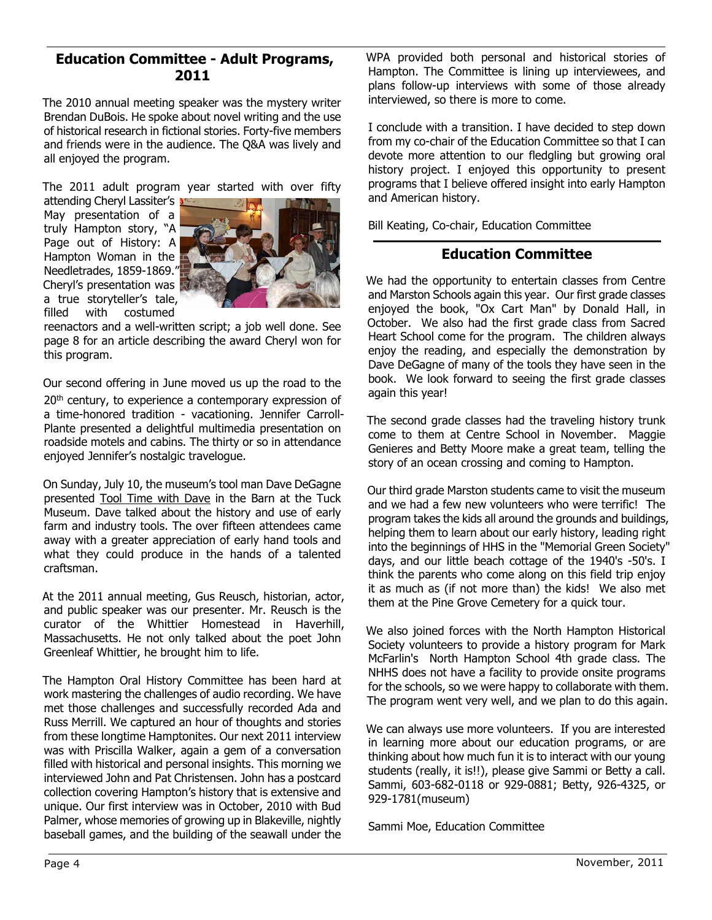## Education Committee - Adult Programs, 2011

The 2010 annual meeting speaker was the mystery writer Brendan DuBois. He spoke about novel writing and the use of historical research in fictional stories. Forty-five members and friends were in the audience. The Q&A was lively and all enjoyed the program.

The 2011 adult program year started with over fifty attending Cheryl Lassiter's May presentation of a truly Hampton story, "A Page out of History: A Hampton Woman in the Needletrades, 1859-1869." Cheryl's presentation was a true storyteller's tale, filled with costumed reenactors and a well-written script; a job well done. See page 8 for an article describing the award Cheryl won for this program.

Our second offering in June moved us up the road to the 20th century, to experience a contemporary expression of a time-honored tradition - vacationing. Jennifer Carroll-Plante presented a delightful multimedia presentation on roadside motels and cabins. The thirty or so in attendance enjoyed Jennifer's nostalgic travelogue.

On Sunday, July 10, the museum's tool man Dave DeGagne presented Tool Time with Dave in the Barn at the Tuck Museum. Dave talked about the history and use of early farm and industry tools. The over fifteen attendees came away with a greater appreciation of early hand tools and what they could produce in the hands of a talented craftsman.

At the 2011 annual meeting, Gus Reusch, historian, actor, and public speaker was our presenter. Mr. Reusch is the curator of the Whittier Homestead in Haverhill, Massachusetts. He not only talked about the poet John Greenleaf Whittier, he brought him to life.

The Hampton Oral History Committee has been hard at work mastering the challenges of audio recording. We have met those challenges and successfully recorded Ada and Russ Merrill. We captured an hour of thoughts and stories from these longtime Hamptonites. Our next 2011 interview was with Priscilla Walker, again a gem of a conversation filled with historical and personal insights. This morning we interviewed John and Pat Christensen. John has a postcard collection covering Hampton's history that is extensive and unique. Our first interview was in October, 2010 with Bud Palmer, whose memories of growing up in Blakeville, nightly baseball games, and the building of the seawall under the WPA provided both personal and historical stories of Hampton. The Committee is lining up interviewees, and plans follow-up interviews with some of those already interviewed, so there is more to come.

I conclude with a transition. I have decided to step down from my co-chair of the Education Committee so that I can devote more attention to our fledgling but growing oral history project. I enjoyed this opportunity to present programs that I believe offered insight into early Hampton and American history.

Bill Keating, Co-chair, Education Committee

## Education Committee

We had the opportunity to entertain classes from Centre and Marston Schools again this year. Our first grade classes enjoyed the book, "Ox Cart Man" by Donald Hall, in October. We also had the first grade class from Sacred Heart School come for the program. The children always enjoy the reading, and especially the demonstration by Dave DeGagne of many of the tools they have seen in the book. We look forward to seeing the first grade classes again this year!

The second grade classes had the traveling history trunk come to them at Centre School in November. Maggie Genieres and Betty Moore make a great team, telling the story of an ocean crossing and coming to Hampton.

Our third grade Marston students came to visit the museum and we had a few new volunteers who were terrific! The program takes the kids all around the grounds and buildings, helping them to learn about our early history, leading right into the beginnings of HHS in the "Memorial Green Society" days, and our little beach cottage of the 1940's -50's. I think the parents who come along on this field trip enjoy it as much as (if not more than) the kids! We also met them at the Pine Grove Cemetery for a quick tour.

We also joined forces with the North Hampton Historical Society volunteers to provide a history program for Mark McFarlin's North Hampton School 4th grade class. The NHHS does not have a facility to provide onsite programs for the schools, so we were happy to collaborate with them. The program went very well, and we plan to do this again.

We can always use more volunteers. If you are interested in learning more about our education programs, or are thinking about how much fun it is to interact with our young students (really, it is!!), please give Sammi or Betty a call. Sammi, 603-682-0118 or 929-0881; Betty, 926-4325, or 929-1781(museum)

Sammi Moe, Education Committee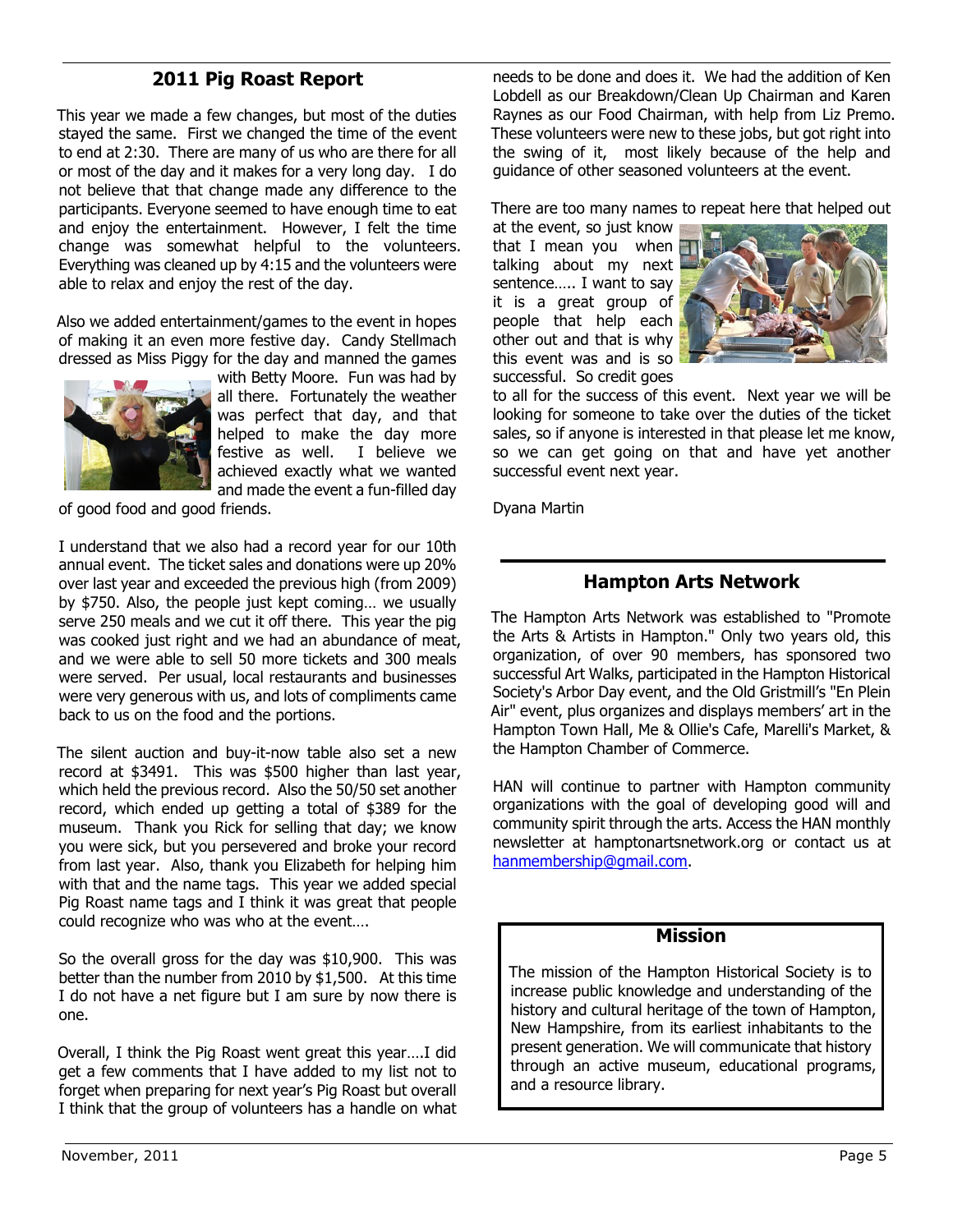## 2011 Pig Roast Report

This year we made a few changes, but most of the duties stayed the same. First we changed the time of the event to end at 2:30. There are many of us who are there for all or most of the day and it makes for a very long day. I do not believe that that change made any difference to the participants. Everyone seemed to have enough time to eat and enjoy the entertainment. However, I felt the time change was somewhat helpful to the volunteers. Everything was cleaned up by 4:15 and the volunteers were able to relax and enjoy the rest of the day.

Also we added entertainment/games to the event in hopes of making it an even more festive day. Candy Stellmach dressed as Miss Piggy for the day and manned the games with Betty Moore. Fun was had by all there. Fortunately the weather was perfect that day, and that helped to make the day more festive as well. I believe we achieved exactly what we wanted and made the event a fun-filled day of good food and good friends.

I understand that we also had a record year for our 10th annual event. The ticket sales and donations were up 20% over last year and exceeded the previous high (from 2009) by $750. Also, the people just kept coming… we usually serve 250 meals and we cut it off there. This year the pig was cooked just right and we had an abundance of meat, and we were able to sell 50 more tickets and 300 meals were served. Per usual, local restaurants and businesses were very generous with us, and lots of compliments came back to us on the food and the portions.

The silent auction and buy-it-now table also set a new record at $3491. This was $500 higher than last year, which held the previous record. Also the 50/50 set another record, which ended up getting a total of $389 for the museum. Thank you Rick for selling that day; we know you were sick, but you persevered and broke your record from last year. Also, thank you Elizabeth for helping him with that and the name tags. This year we added special Pig Roast name tags and I think it was great that people could recognize who was who at the event….

So the overall gross for the day was $10,900. This was better than the number from 2010 by $1,500. At this time I do not have a net figure but I am sure by now there is one.

Overall, I think the Pig Roast went great this year….I did get a few comments that I have added to my list not to forget when preparing for next year's Pig Roast but overall I think that the group of volunteers has a handle on what needs to be done and does it. We had the addition of Ken Lobdell as our Breakdown/Clean Up Chairman and Karen Raynes as our Food Chairman, with help from Liz Premo. These volunteers were new to these jobs, but got right into the swing of it, most likely because of the help and guidance of other seasoned volunteers at the event.

There are too many names to repeat here that helped out at the event, so just know that I mean you when talking about my next sentence….. I want to say it is a great group of people that help each other out and that is why this event was and is so successful. So credit goes to all for the success of this event. Next year we will be looking for someone to take over the duties of the ticket sales, so if anyone is interested in that please let me know, so we can get going on that and have yet another successful event next year.

Dyana Martin

## Hampton Arts Network

The Hampton Arts Network was established to "Promote the Arts & Artists in Hampton." Only two years old, this organization, of over 90 members, has sponsored two successful Art Walks, participated in the Hampton Historical Society's Arbor Day event, and the Old Gristmill's "En Plein Air" event, plus organizes and displays members' art in the Hampton Town Hall, Me & Ollie's Cafe, Marelli's Market, & the Hampton Chamber of Commerce.

HAN will continue to partner with Hampton community organizations with the goal of developing good will and community spirit through the arts. Access the HAN monthly newsletter at hamptonartsnetwork.org or contact us at hanmembership@gmail.com.

## Mission

The mission of the Hampton Historical Society is to increase public knowledge and understanding of the history and cultural heritage of the town of Hampton, New Hampshire, from its earliest inhabitants to the present generation. We will communicate that history through an active museum, educational programs, and a resource library.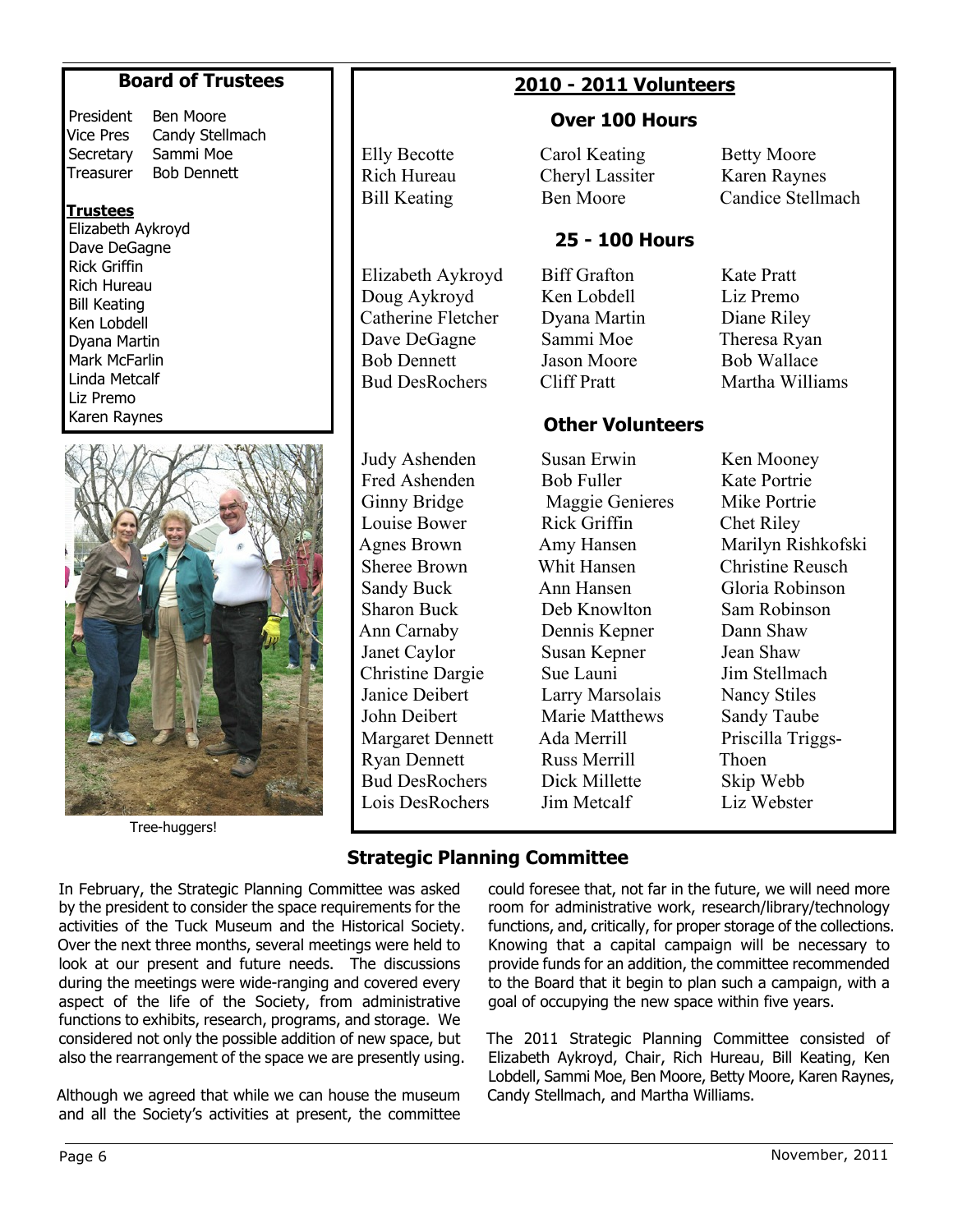## Board of Trustees

| | |
|---|---|
| President | Ben Moore |
| Vice Pres | Candy Stellmach |
| Secretary | Sammi Moe |
| Treasurer | Bob Dennett |

**Trustees**

Elizabeth Aykroyd
Dave DeGagne
Rick Griffin
Rich Hureau
Bill Keating
Ken Lobdell
Dyana Martin
Mark McFarlin
Linda Metcalf
Liz Premo
Karen Raynes

Tree-huggers!

## 2010 - 2011 Volunteers

### Over 100 Hours

| | | |
|---|---|---|
| Elly Becotte | Carol Keating | Betty Moore |
| Rich Hureau | Cheryl Lassiter | Karen Raynes |
| Bill Keating | Ben Moore | Candice Stellmach |

### 25 - 100 Hours

| | | |
|---|---|---|
| Elizabeth Aykroyd | Biff Grafton | Kate Pratt |
| Doug Aykroyd | Ken Lobdell | Liz Premo |
| Catherine Fletcher | Dyana Martin | Diane Riley |
| Dave DeGagne | Sammi Moe | Theresa Ryan |
| Bob Dennett | Jason Moore | Bob Wallace |
| Bud DesRochers | Cliff Pratt | Martha Williams |

### Other Volunteers

| | | |
|---|---|---|
| Judy Ashenden | Susan Erwin | Ken Mooney |
| Fred Ashenden | Bob Fuller | Kate Portrie |
| Ginny Bridge | Maggie Genieres | Mike Portrie |
| Louise Bower | Rick Griffin | Chet Riley |
| Agnes Brown | Amy Hansen | Marilyn Rishkofski |
| Sheree Brown | Whit Hansen | Christine Reusch |
| Sandy Buck | Ann Hansen | Gloria Robinson |
| Sharon Buck | Deb Knowlton | Sam Robinson |
| Ann Carnaby | Dennis Kepner | Dann Shaw |
| Janet Caylor | Susan Kepner | Jean Shaw |
| Christine Dargie | Sue Launi | Jim Stellmach |
| Janice Deibert | Larry Marsolais | Nancy Stiles |
| John Deibert | Marie Matthews | Sandy Taube |
| Margaret Dennett | Ada Merrill | Priscilla Triggs-Thoen |
| Ryan Dennett | Russ Merrill | Skip Webb |
| Bud DesRochers | Dick Millette | Liz Webster |
| Lois DesRochers | Jim Metcalf | |

## Strategic Planning Committee

In February, the Strategic Planning Committee was asked by the president to consider the space requirements for the activities of the Tuck Museum and the Historical Society. Over the next three months, several meetings were held to look at our present and future needs. The discussions during the meetings were wide-ranging and covered every aspect of the life of the Society, from administrative functions to exhibits, research, programs, and storage. We considered not only the possible addition of new space, but also the rearrangement of the space we are presently using.

Although we agreed that while we can house the museum and all the Society's activities at present, the committee could foresee that, not far in the future, we will need more room for administrative work, research/library/technology functions, and, critically, for proper storage of the collections. Knowing that a capital campaign will be necessary to provide funds for an addition, the committee recommended to the Board that it begin to plan such a campaign, with a goal of occupying the new space within five years.

The 2011 Strategic Planning Committee consisted of Elizabeth Aykroyd, Chair, Rich Hureau, Bill Keating, Ken Lobdell, Sammi Moe, Ben Moore, Betty Moore, Karen Raynes, Candy Stellmach, and Martha Williams.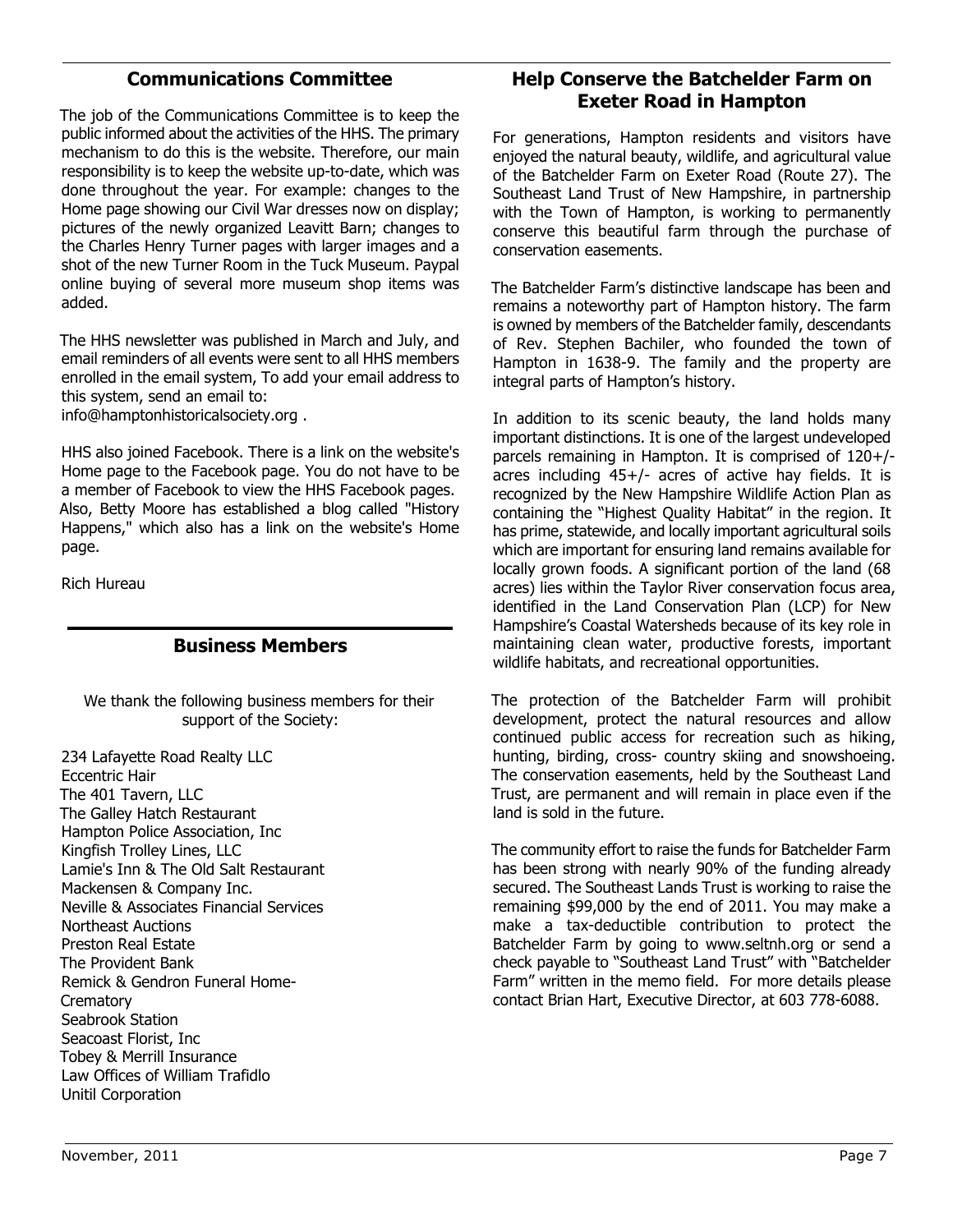## Communications Committee

The job of the Communications Committee is to keep the public informed about the activities of the HHS. The primary mechanism to do this is the website. Therefore, our main responsibility is to keep the website up-to-date, which was done throughout the year. For example: changes to the Home page showing our Civil War dresses now on display; pictures of the newly organized Leavitt Barn; changes to the Charles Henry Turner pages with larger images and a shot of the new Turner Room in the Tuck Museum. Paypal online buying of several more museum shop items was added.

The HHS newsletter was published in March and July, and email reminders of all events were sent to all HHS members enrolled in the email system, To add your email address to this system, send an email to: info@hamptonhistoricalsociety.org .

HHS also joined Facebook. There is a link on the website's Home page to the Facebook page. You do not have to be a member of Facebook to view the HHS Facebook pages. Also, Betty Moore has established a blog called "History Happens," which also has a link on the website's Home page.

Rich Hureau

## Business Members

We thank the following business members for their support of the Society:

234 Lafayette Road Realty LLC
Eccentric Hair
The 401 Tavern, LLC
The Galley Hatch Restaurant
Hampton Police Association, Inc
Kingfish Trolley Lines, LLC
Lamie's Inn & The Old Salt Restaurant
Mackensen & Company Inc.
Neville & Associates Financial Services
Northeast Auctions
Preston Real Estate
The Provident Bank
Remick & Gendron Funeral Home-Crematory
Seabrook Station
Seacoast Florist, Inc
Tobey & Merrill Insurance
Law Offices of William Trafidlo
Unitil Corporation

## Help Conserve the Batchelder Farm on Exeter Road in Hampton

For generations, Hampton residents and visitors have enjoyed the natural beauty, wildlife, and agricultural value of the Batchelder Farm on Exeter Road (Route 27). The Southeast Land Trust of New Hampshire, in partnership with the Town of Hampton, is working to permanently conserve this beautiful farm through the purchase of conservation easements.

The Batchelder Farm's distinctive landscape has been and remains a noteworthy part of Hampton history. The farm is owned by members of the Batchelder family, descendants of Rev. Stephen Bachiler, who founded the town of Hampton in 1638-9. The family and the property are integral parts of Hampton's history.

In addition to its scenic beauty, the land holds many important distinctions. It is one of the largest undeveloped parcels remaining in Hampton. It is comprised of 120+/- acres including 45+/- acres of active hay fields. It is recognized by the New Hampshire Wildlife Action Plan as containing the "Highest Quality Habitat" in the region. It has prime, statewide, and locally important agricultural soils which are important for ensuring land remains available for locally grown foods. A significant portion of the land (68 acres) lies within the Taylor River conservation focus area, identified in the Land Conservation Plan (LCP) for New Hampshire's Coastal Watersheds because of its key role in maintaining clean water, productive forests, important wildlife habitats, and recreational opportunities.

The protection of the Batchelder Farm will prohibit development, protect the natural resources and allow continued public access for recreation such as hiking, hunting, birding, cross- country skiing and snowshoeing. The conservation easements, held by the Southeast Land Trust, are permanent and will remain in place even if the land is sold in the future.

The community effort to raise the funds for Batchelder Farm has been strong with nearly 90% of the funding already secured. The Southeast Lands Trust is working to raise the remaining $99,000 by the end of 2011. You may make a make a tax-deductible contribution to protect the Batchelder Farm by going to www.seltnh.org or send a check payable to "Southeast Land Trust" with "Batchelder Farm" written in the memo field. For more details please contact Brian Hart, Executive Director, at 603 778-6088.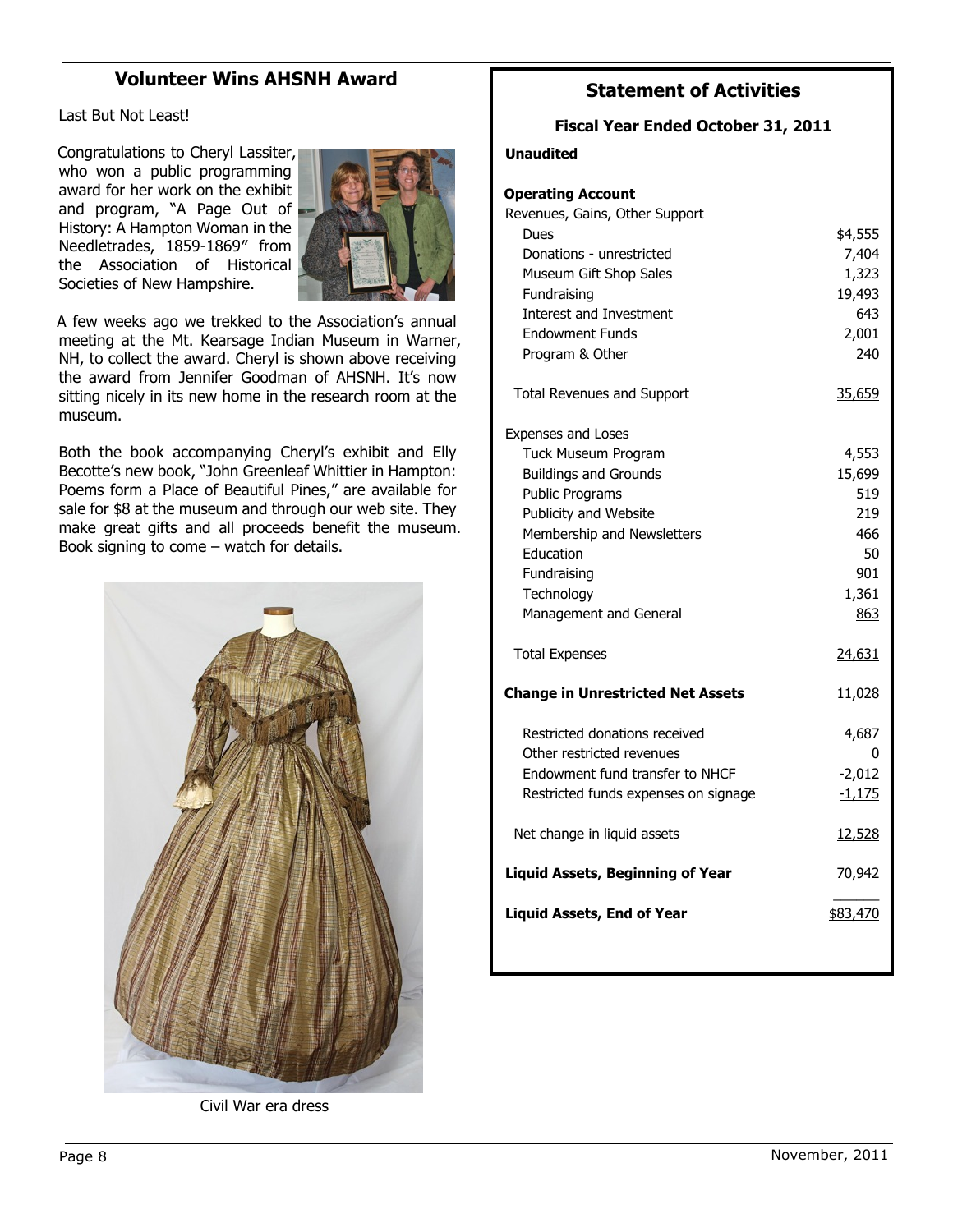## Volunteer Wins AHSNH Award

Last But Not Least!

Congratulations to Cheryl Lassiter, who won a public programming award for her work on the exhibit and program, "A Page Out of History: A Hampton Woman in the Needletrades, 1859-1869" from the Association of Historical Societies of New Hampshire.

A few weeks ago we trekked to the Association's annual meeting at the Mt. Kearsage Indian Museum in Warner, NH, to collect the award. Cheryl is shown above receiving the award from Jennifer Goodman of AHSNH. It's now sitting nicely in its new home in the research room at the museum.

Both the book accompanying Cheryl's exhibit and Elly Becotte's new book, "John Greenleaf Whittier in Hampton: Poems form a Place of Beautiful Pines," are available for sale for $8 at the museum and through our web site. They make great gifts and all proceeds benefit the museum. Book signing to come – watch for details.

Civil War era dress

## Statement of Activities

### Fiscal Year Ended October 31, 2011

**Unaudited**

| | |
|---|---|
| **Operating Account** | |
| Revenues, Gains, Other Support | |
| Dues | $4,555 |
| Donations - unrestricted | 7,404 |
| Museum Gift Shop Sales | 1,323 |
| Fundraising | 19,493 |
| Interest and Investment | 643 |
| Endowment Funds | 2,001 |
| Program & Other | 240 |
| Total Revenues and Support | 35,659 |
| Expenses and Loses | |
| Tuck Museum Program | 4,553 |
| Buildings and Grounds | 15,699 |
| Public Programs | 519 |
| Publicity and Website | 219 |
| Membership and Newsletters | 466 |
| Education | 50 |
| Fundraising | 901 |
| Technology | 1,361 |
| Management and General | 863 |
| Total Expenses | 24,631 |
| **Change in Unrestricted Net Assets** | 11,028 |
| Restricted donations received | 4,687 |
| Other restricted revenues | 0 |
| Endowment fund transfer to NHCF | -2,012 |
| Restricted funds expenses on signage | -1,175 |
| Net change in liquid assets | 12,528 |
| **Liquid Assets, Beginning of Year** | 70,942 |
| **Liquid Assets, End of Year** | $83,470 |